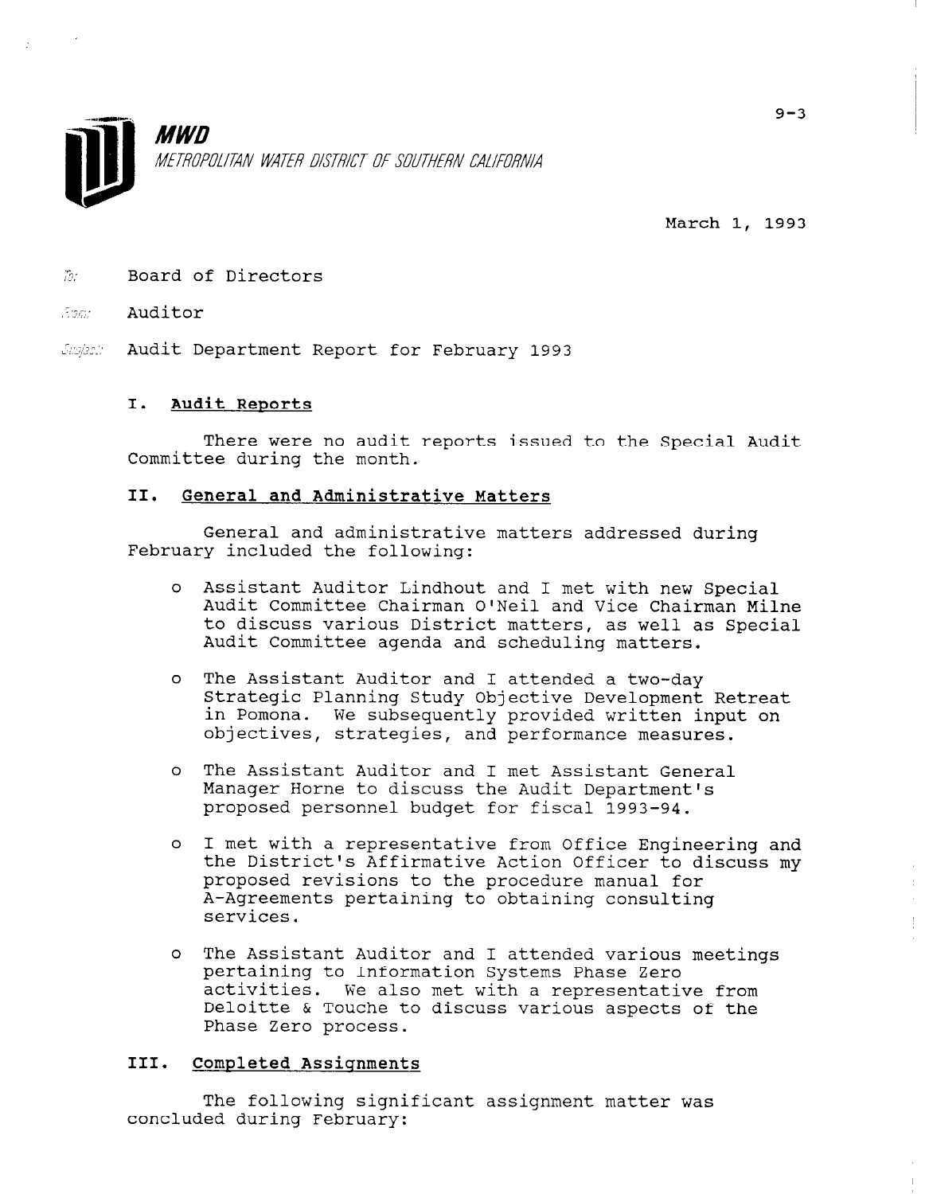9-3

**MWD**

*METROPOLITAN WATER DISTRICT OF SOUTHERN CALIFORNIA*

March 1, 1993

To: Board of Directors

From: Auditor

Subject: Audit Department Report for February 1993

## I. Audit Reports

There were no audit reports issued to the Special Audit Committee during the month.

## II. General and Administrative Matters

General and administrative matters addressed during February included the following:

- o Assistant Auditor Lindhout and I met with new Special Audit Committee Chairman O'Neil and Vice Chairman Milne to discuss various District matters, as well as Special Audit Committee agenda and scheduling matters.

- o The Assistant Auditor and I attended a two-day Strategic Planning Study Objective Development Retreat in Pomona. We subsequently provided written input on objectives, strategies, and performance measures.

- o The Assistant Auditor and I met Assistant General Manager Horne to discuss the Audit Department's proposed personnel budget for fiscal 1993-94.

- o I met with a representative from Office Engineering and the District's Affirmative Action Officer to discuss my proposed revisions to the procedure manual for A-Agreements pertaining to obtaining consulting services.

- o The Assistant Auditor and I attended various meetings pertaining to Information Systems Phase Zero activities. We also met with a representative from Deloitte & Touche to discuss various aspects of the Phase Zero process.

## III. Completed Assignments

The following significant assignment matter was concluded during February: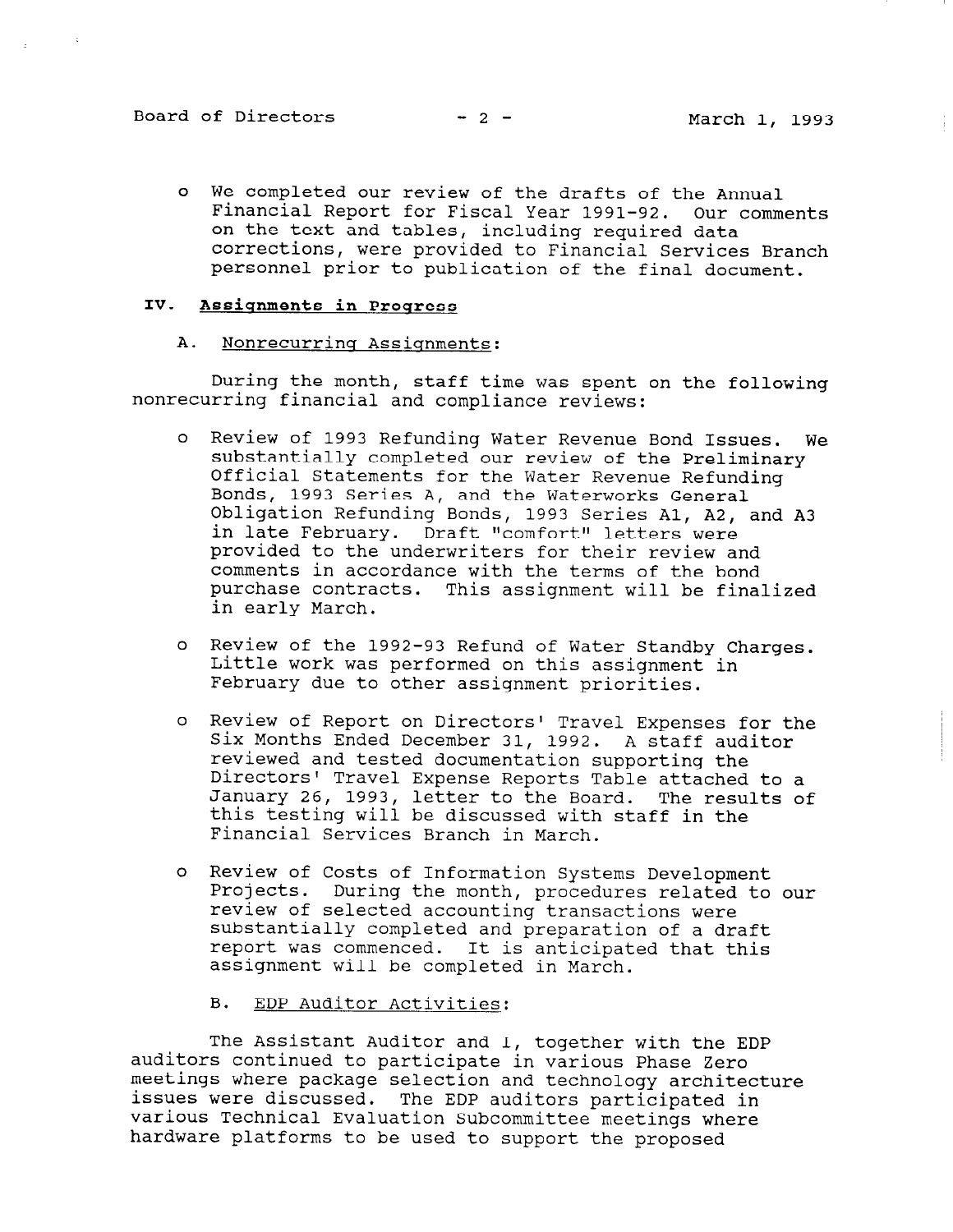- We completed our review of the drafts of the Annual Financial Report for Fiscal Year 1991-92. Our comments on the text and tables, including required data corrections, were provided to Financial Services Branch personnel prior to publication of the final document.

## IV. Assignments in Progress

### A. Nonrecurring Assignments:

During the month, staff time was spent on the following nonrecurring financial and compliance reviews:

- Review of 1993 Refunding Water Revenue Bond Issues. We substantially completed our review of the Preliminary Official Statements for the Water Revenue Refunding Bonds, 1993 Series A, and the Waterworks General Obligation Refunding Bonds, 1993 Series A1, A2, and A3 in late February. Draft "comfort" letters were provided to the underwriters for their review and comments in accordance with the terms of the bond purchase contracts. This assignment will be finalized in early March.

- Review of the 1992-93 Refund of Water Standby Charges. Little work was performed on this assignment in February due to other assignment priorities.

- Review of Report on Directors' Travel Expenses for the Six Months Ended December 31, 1992. A staff auditor reviewed and tested documentation supporting the Directors' Travel Expense Reports Table attached to a January 26, 1993, letter to the Board. The results of this testing will be discussed with staff in the Financial Services Branch in March.

- Review of Costs of Information Systems Development Projects. During the month, procedures related to our review of selected accounting transactions were substantially completed and preparation of a draft report was commenced. It is anticipated that this assignment will be completed in March.

### B. EDP Auditor Activities:

The Assistant Auditor and I, together with the EDP auditors continued to participate in various Phase Zero meetings where package selection and technology architecture issues were discussed. The EDP auditors participated in various Technical Evaluation Subcommittee meetings where hardware platforms to be used to support the proposed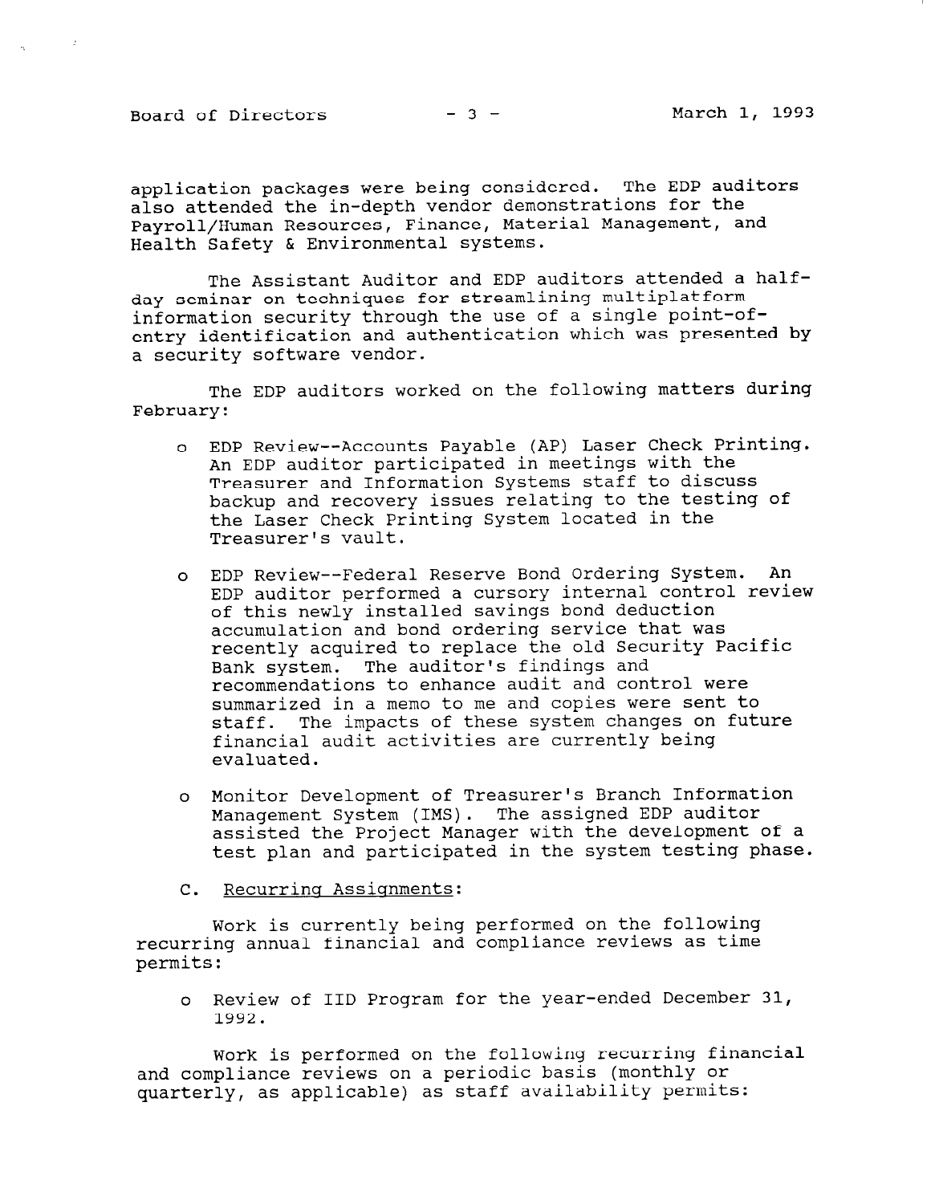application packages were being considered. The EDP auditors also attended the in-depth vendor demonstrations for the Payroll/Human Resources, Finance, Material Management, and Health Safety & Environmental systems.

The Assistant Auditor and EDP auditors attended a half-day seminar on techniques for streamlining multiplatform information security through the use of a single point-of-entry identification and authentication which was presented by a security software vendor.

The EDP auditors worked on the following matters during February:

- EDP Review--Accounts Payable (AP) Laser Check Printing. An EDP auditor participated in meetings with the Treasurer and Information Systems staff to discuss backup and recovery issues relating to the testing of the Laser Check Printing System located in the Treasurer's vault.

- EDP Review--Federal Reserve Bond Ordering System. An EDP auditor performed a cursory internal control review of this newly installed savings bond deduction accumulation and bond ordering service that was recently acquired to replace the old Security Pacific Bank system. The auditor's findings and recommendations to enhance audit and control were summarized in a memo to me and copies were sent to staff. The impacts of these system changes on future financial audit activities are currently being evaluated.

- Monitor Development of Treasurer's Branch Information Management System (IMS). The assigned EDP auditor assisted the Project Manager with the development of a test plan and participated in the system testing phase.

C. <u>Recurring Assignments</u>:

Work is currently being performed on the following recurring annual financial and compliance reviews as time permits:

- Review of IID Program for the year-ended December 31, 1992.

Work is performed on the following recurring financial and compliance reviews on a periodic basis (monthly or quarterly, as applicable) as staff availability permits: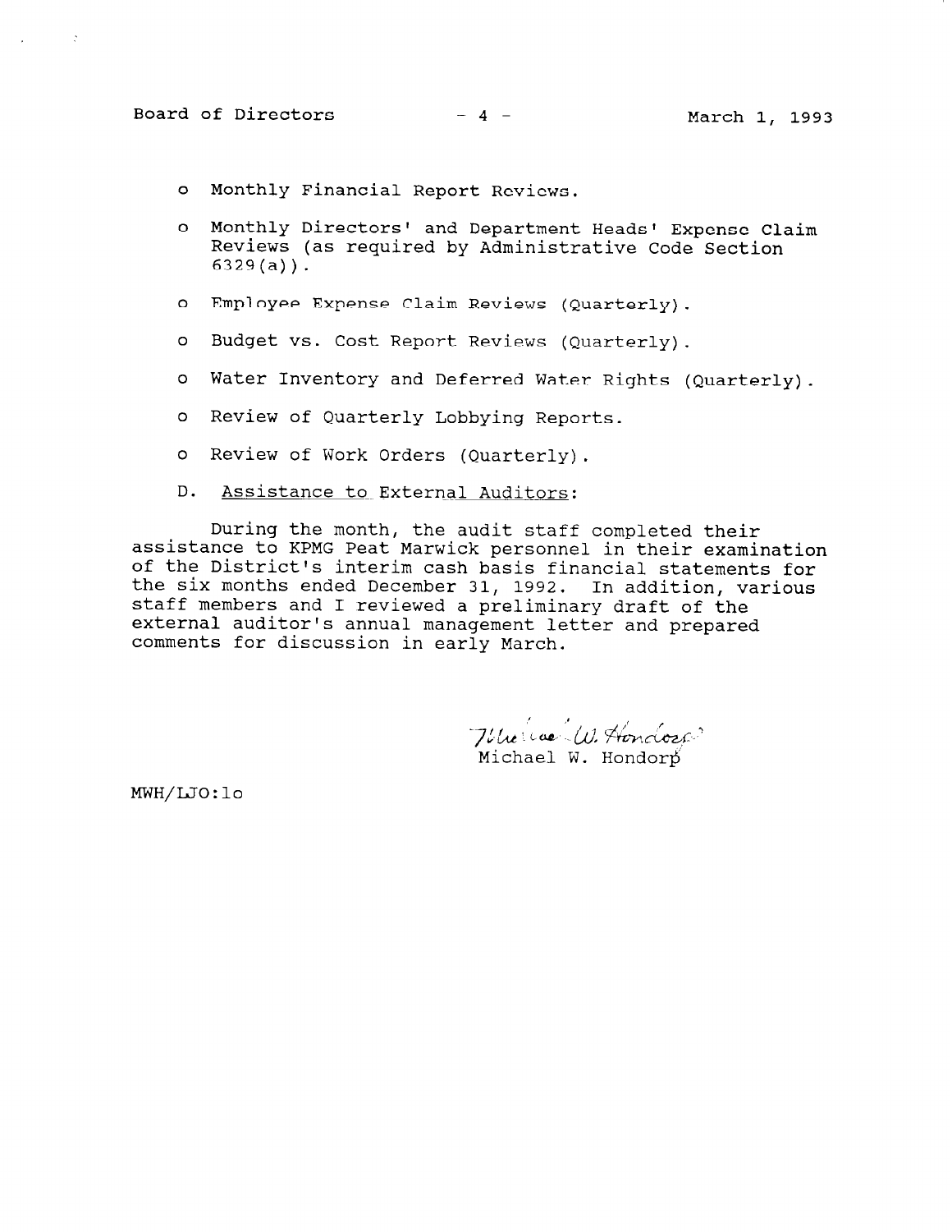- Monthly Financial Report Reviews.
- Monthly Directors' and Department Heads' Expense Claim Reviews (as required by Administrative Code Section 6329(a)).
- Employee Expense Claim Reviews (Quarterly).
- Budget vs. Cost Report Reviews (Quarterly).
- Water Inventory and Deferred Water Rights (Quarterly).
- Review of Quarterly Lobbying Reports.
- Review of Work Orders (Quarterly).

D. Assistance to External Auditors:

During the month, the audit staff completed their assistance to KPMG Peat Marwick personnel in their examination of the District's interim cash basis financial statements for the six months ended December 31, 1992. In addition, various staff members and I reviewed a preliminary draft of the external auditor's annual management letter and prepared comments for discussion in early March.

Michael W. Hondorp

MWH/LJO:lo